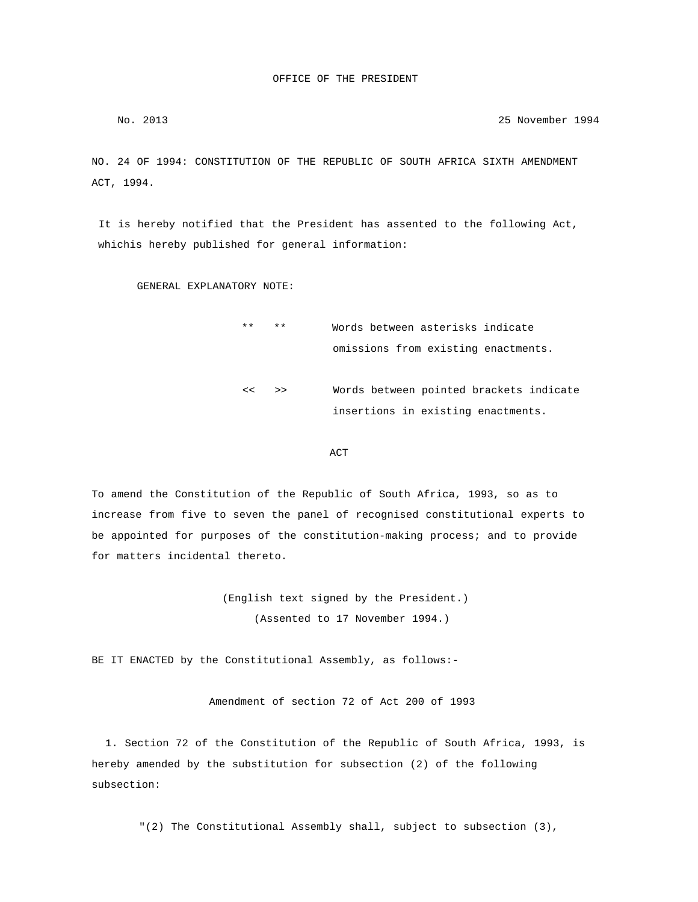OFFICE OF THE PRESIDENT

No. 2013 25 November 1994

NO. 24 OF 1994: CONSTITUTION OF THE REPUBLIC OF SOUTH AFRICA SIXTH AMENDMENT ACT, 1994.

It is hereby notified that the President has assented to the following Act, whichis hereby published for general information:

GENERAL EXPLANATORY NOTE:

| | |
|---|---|
| ** ** | Words between asterisks indicate omissions from existing enactments. |
| << >> | Words between pointed brackets indicate insertions in existing enactments. |

ACT

To amend the Constitution of the Republic of South Africa, 1993, so as to increase from five to seven the panel of recognised constitutional experts to be appointed for purposes of the constitution-making process; and to provide for matters incidental thereto.

(English text signed by the President.)
(Assented to 17 November 1994.)

BE IT ENACTED by the Constitutional Assembly, as follows:-

Amendment of section 72 of Act 200 of 1993

1. Section 72 of the Constitution of the Republic of South Africa, 1993, is hereby amended by the substitution for subsection (2) of the following subsection:

"(2) The Constitutional Assembly shall, subject to subsection (3),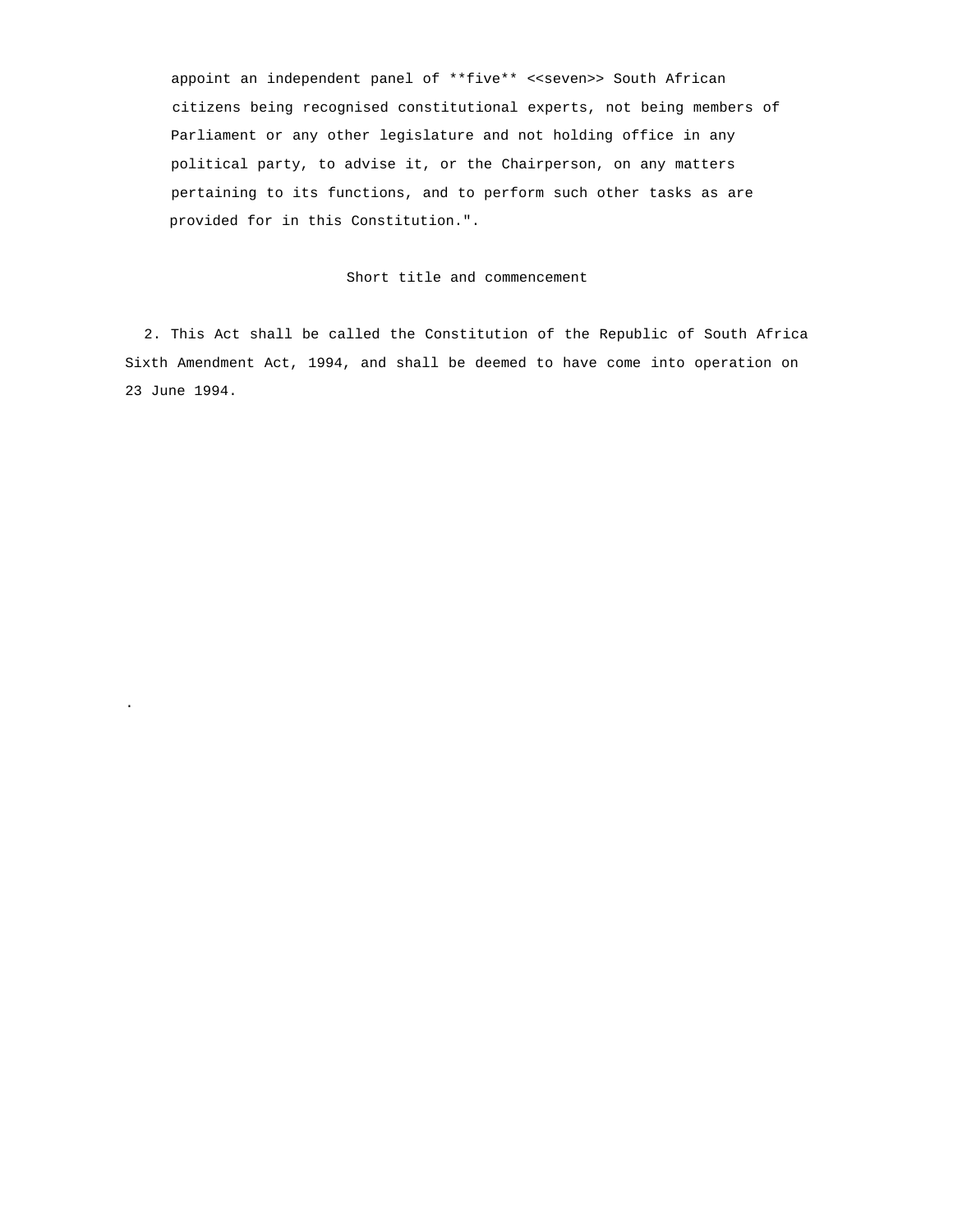appoint an independent panel of **five** <<seven>> South African citizens being recognised constitutional experts, not being members of Parliament or any other legislature and not holding office in any political party, to advise it, or the Chairperson, on any matters pertaining to its functions, and to perform such other tasks as are provided for in this Constitution.".

Short title and commencement

2. This Act shall be called the Constitution of the Republic of South Africa Sixth Amendment Act, 1994, and shall be deemed to have come into operation on 23 June 1994.

.